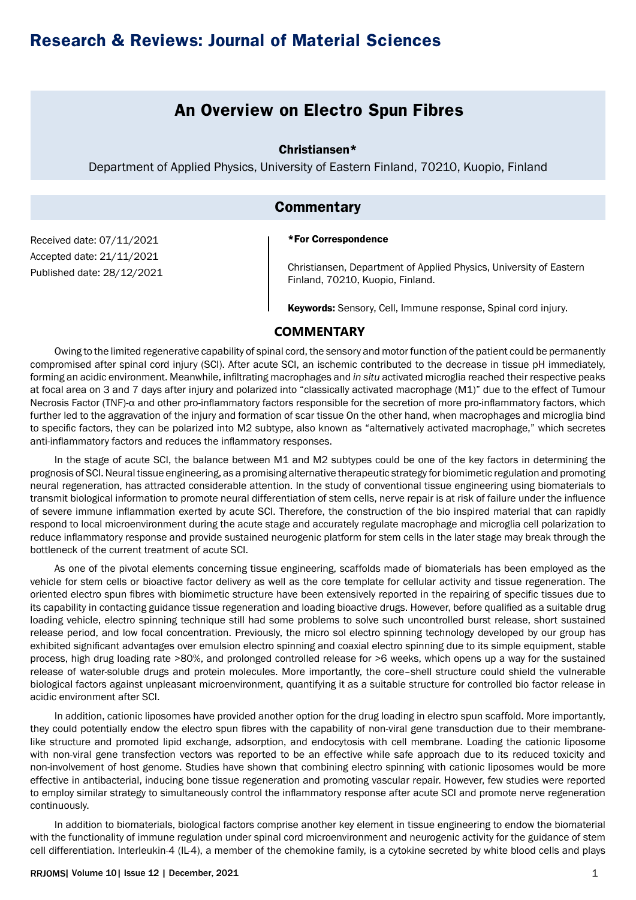# Research & Reviews: Journal of Material Sciences

## An Overview on Electro Spun Fibres

**Christiansen***

Department of Applied Physics, University of Eastern Finland, 70210, Kuopio, Finland

### Commentary

Received date: 07/11/2021
Accepted date: 21/11/2021
Published date: 28/12/2021

***For Correspondence**

Christiansen, Department of Applied Physics, University of Eastern Finland, 70210, Kuopio, Finland.

**Keywords:** Sensory, Cell, Immune response, Spinal cord injury.

## COMMENTARY

Owing to the limited regenerative capability of spinal cord, the sensory and motor function of the patient could be permanently compromised after spinal cord injury (SCI). After acute SCI, an ischemic contributed to the decrease in tissue pH immediately, forming an acidic environment. Meanwhile, infiltrating macrophages and *in situ* activated microglia reached their respective peaks at focal area on 3 and 7 days after injury and polarized into "classically activated macrophage (M1)" due to the effect of Tumour Necrosis Factor (TNF)-α and other pro-inflammatory factors responsible for the secretion of more pro-inflammatory factors, which further led to the aggravation of the injury and formation of scar tissue On the other hand, when macrophages and microglia bind to specific factors, they can be polarized into M2 subtype, also known as "alternatively activated macrophage," which secretes anti-inflammatory factors and reduces the inflammatory responses.

In the stage of acute SCI, the balance between M1 and M2 subtypes could be one of the key factors in determining the prognosis of SCI. Neural tissue engineering, as a promising alternative therapeutic strategy for biomimetic regulation and promoting neural regeneration, has attracted considerable attention. In the study of conventional tissue engineering using biomaterials to transmit biological information to promote neural differentiation of stem cells, nerve repair is at risk of failure under the influence of severe immune inflammation exerted by acute SCI. Therefore, the construction of the bio inspired material that can rapidly respond to local microenvironment during the acute stage and accurately regulate macrophage and microglia cell polarization to reduce inflammatory response and provide sustained neurogenic platform for stem cells in the later stage may break through the bottleneck of the current treatment of acute SCI.

As one of the pivotal elements concerning tissue engineering, scaffolds made of biomaterials has been employed as the vehicle for stem cells or bioactive factor delivery as well as the core template for cellular activity and tissue regeneration. The oriented electro spun fibres with biomimetic structure have been extensively reported in the repairing of specific tissues due to its capability in contacting guidance tissue regeneration and loading bioactive drugs. However, before qualified as a suitable drug loading vehicle, electro spinning technique still had some problems to solve such uncontrolled burst release, short sustained release period, and low focal concentration. Previously, the micro sol electro spinning technology developed by our group has exhibited significant advantages over emulsion electro spinning and coaxial electro spinning due to its simple equipment, stable process, high drug loading rate >80%, and prolonged controlled release for >6 weeks, which opens up a way for the sustained release of water-soluble drugs and protein molecules. More importantly, the core–shell structure could shield the vulnerable biological factors against unpleasant microenvironment, quantifying it as a suitable structure for controlled bio factor release in acidic environment after SCI.

In addition, cationic liposomes have provided another option for the drug loading in electro spun scaffold. More importantly, they could potentially endow the electro spun fibres with the capability of non-viral gene transduction due to their membrane-like structure and promoted lipid exchange, adsorption, and endocytosis with cell membrane. Loading the cationic liposome with non-viral gene transfection vectors was reported to be an effective while safe approach due to its reduced toxicity and non-involvement of host genome. Studies have shown that combining electro spinning with cationic liposomes would be more effective in antibacterial, inducing bone tissue regeneration and promoting vascular repair. However, few studies were reported to employ similar strategy to simultaneously control the inflammatory response after acute SCI and promote nerve regeneration continuously.

In addition to biomaterials, biological factors comprise another key element in tissue engineering to endow the biomaterial with the functionality of immune regulation under spinal cord microenvironment and neurogenic activity for the guidance of stem cell differentiation. Interleukin-4 (IL-4), a member of the chemokine family, is a cytokine secreted by white blood cells and plays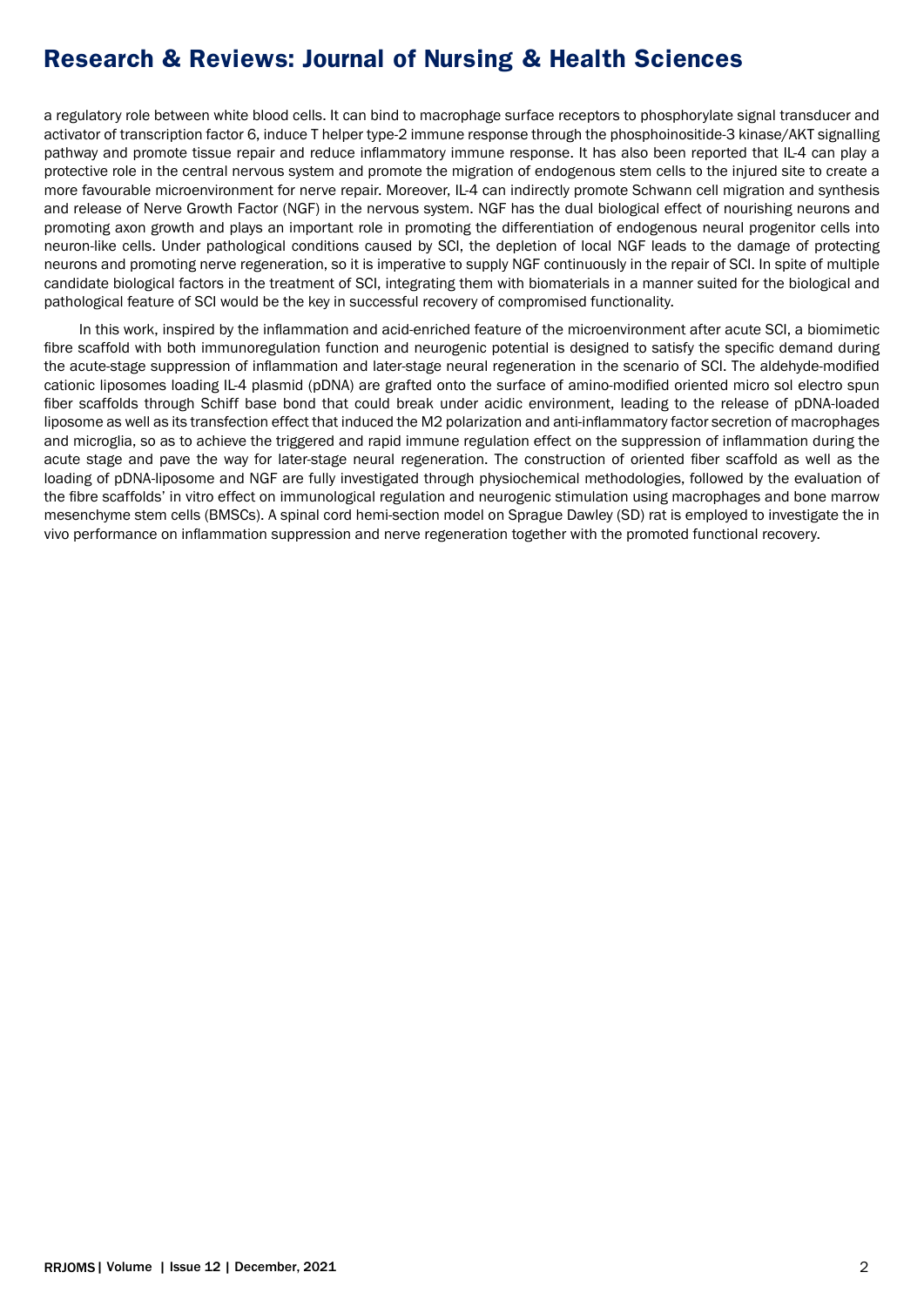a regulatory role between white blood cells. It can bind to macrophage surface receptors to phosphorylate signal transducer and activator of transcription factor 6, induce T helper type-2 immune response through the phosphoinositide-3 kinase/AKT signalling pathway and promote tissue repair and reduce inflammatory immune response. It has also been reported that IL-4 can play a protective role in the central nervous system and promote the migration of endogenous stem cells to the injured site to create a more favourable microenvironment for nerve repair. Moreover, IL-4 can indirectly promote Schwann cell migration and synthesis and release of Nerve Growth Factor (NGF) in the nervous system. NGF has the dual biological effect of nourishing neurons and promoting axon growth and plays an important role in promoting the differentiation of endogenous neural progenitor cells into neuron-like cells. Under pathological conditions caused by SCI, the depletion of local NGF leads to the damage of protecting neurons and promoting nerve regeneration, so it is imperative to supply NGF continuously in the repair of SCI. In spite of multiple candidate biological factors in the treatment of SCI, integrating them with biomaterials in a manner suited for the biological and pathological feature of SCI would be the key in successful recovery of compromised functionality.

In this work, inspired by the inflammation and acid-enriched feature of the microenvironment after acute SCI, a biomimetic fibre scaffold with both immunoregulation function and neurogenic potential is designed to satisfy the specific demand during the acute-stage suppression of inflammation and later-stage neural regeneration in the scenario of SCI. The aldehyde-modified cationic liposomes loading IL-4 plasmid (pDNA) are grafted onto the surface of amino-modified oriented micro sol electro spun fiber scaffolds through Schiff base bond that could break under acidic environment, leading to the release of pDNA-loaded liposome as well as its transfection effect that induced the M2 polarization and anti-inflammatory factor secretion of macrophages and microglia, so as to achieve the triggered and rapid immune regulation effect on the suppression of inflammation during the acute stage and pave the way for later-stage neural regeneration. The construction of oriented fiber scaffold as well as the loading of pDNA-liposome and NGF are fully investigated through physiochemical methodologies, followed by the evaluation of the fibre scaffolds' in vitro effect on immunological regulation and neurogenic stimulation using macrophages and bone marrow mesenchyme stem cells (BMSCs). A spinal cord hemi-section model on Sprague Dawley (SD) rat is employed to investigate the in vivo performance on inflammation suppression and nerve regeneration together with the promoted functional recovery.